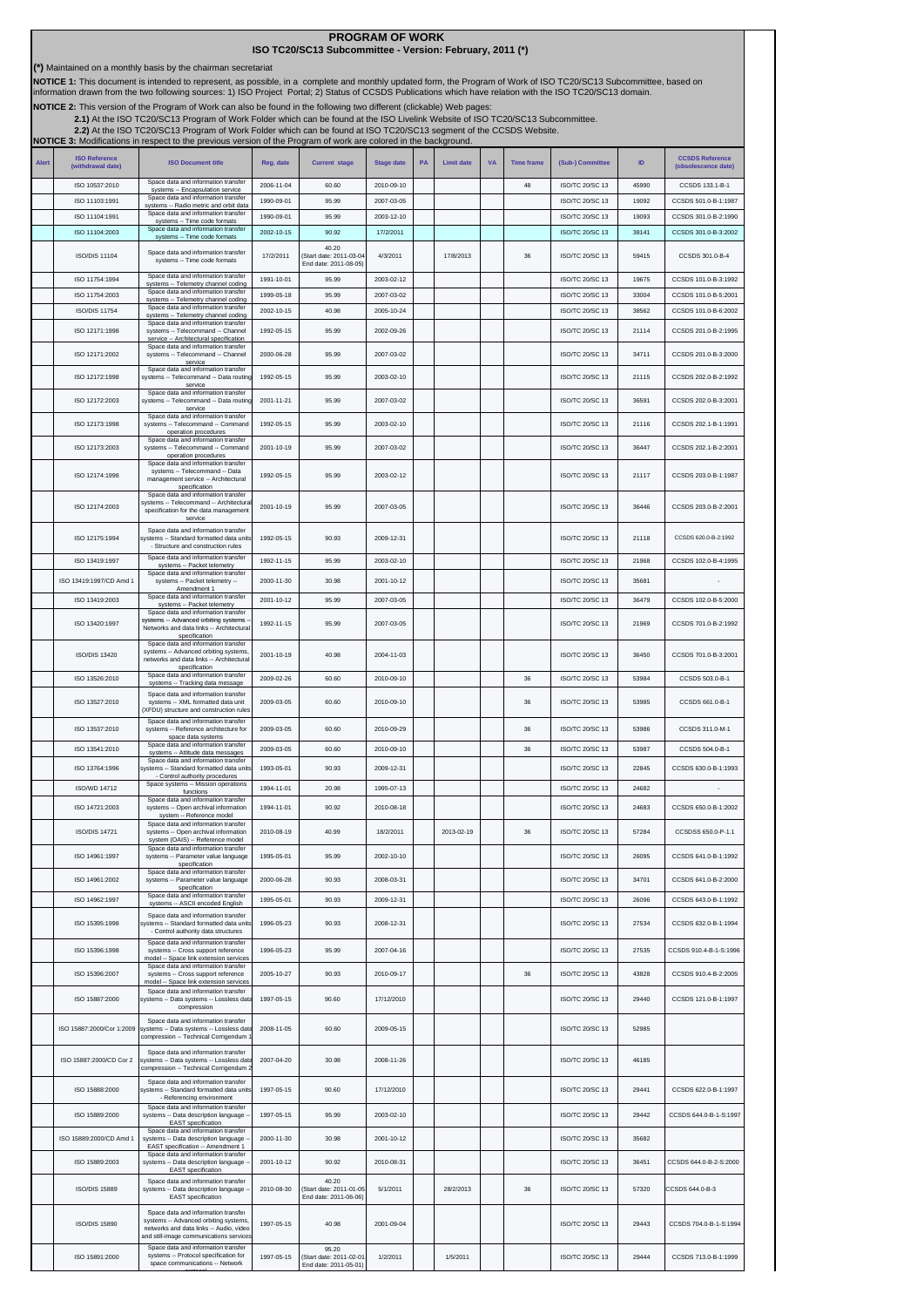# PROGRAM OF WORK

## ISO TC20/SC13 Subcommittee - Version: February, 2011 (*)

**(*)** Maintained on a monthly basis by the chairman secretariat

**NOTICE 1:** This document is intended to represent, as possible, in a complete and monthly updated form, the Program of Work of ISO TC20/SC13 Subcommittee, based on information drawn from the two following sources: 1) ISO Project Portal; 2) Status of CCSDS Publications which have relation with the ISO TC20/SC13 domain.

**NOTICE 2:** This version of the Program of Work can also be found in the following two different (clickable) Web pages:

**2.1)** At the ISO TC20/SC13 Program of Work Folder which can be found at the ISO Livelink Website of ISO TC20/SC13 Subcommittee.

**2.2)** At the ISO TC20/SC13 Program of Work Folder which can be found at ISO TC20/SC13 segment of the CCSDS Website.

**NOTICE 3:** Modifications in respect to the previous version of the Program of work are colored in the background.

| Alert | ISO Reference (withdrawal date) | ISO Document title | Reg. date | Current stage | Stage date | PA | Limit date | VA | Time frame | (Sub-) Committee | ID | CCSDS Reference (obsolescence date) |
|---|---|---|---|---|---|---|---|---|---|---|---|---|
| | ISO 10537:2010 | Space data and information transfer systems -- Encapsulation service | 2006-11-04 | 60.60 | 2010-09-10 | | | | 48 | ISO/TC 20/SC 13 | 45990 | CCSDS 133.1-B-1 |
| | ISO 11103:1991 | Space data and information transfer systems -- Radio metric and orbit data | 1990-09-01 | 95.99 | 2007-03-05 | | | | | ISO/TC 20/SC 13 | 19092 | CCSDS 501.0-B-1:1987 |
| | ISO 11104:1991 | Space data and information transfer systems -- Time code formats | 1990-09-01 | 95.99 | 2003-12-10 | | | | | ISO/TC 20/SC 13 | 19093 | CCSDS 301.0-B-2:1990 |
| | ISO 11104:2003 | Space data and information transfer systems -- Time code formats | 2002-10-15 | 90.92 | 17/2/2011 | | | | | ISO/TC 20/SC 13 | 38141 | CCSDS 301.0-B-3:2002 |
| | ISO/DIS 11104 | Space data and information transfer systems -- Time code formats | 17/2/2011 | 40.20 (Start date: 2011-03-04 End date: 2011-08-05) | 4/3/2011 | | 17/8/2013 | | 36 | ISO/TC 20/SC 13 | 59415 | CCSDS 301.0-B-4 |
| | ISO 11754:1994 | Space data and information transfer systems -- Telemetry channel coding | 1991-10-01 | 95.99 | 2003-02-12 | | | | | ISO/TC 20/SC 13 | 19675 | CCSDS 101.0-B-3:1992 |
| | ISO 11754:2003 | Space data and information transfer systems -- Telemetry channel coding | 1999-05-18 | 95.99 | 2007-03-02 | | | | | ISO/TC 20/SC 13 | 33004 | CCSDS 101.0-B-5:2001 |
| | ISO/DIS 11754 | Space data and information transfer systems -- Telemetry channel coding | 2002-10-15 | 40.98 | 2005-10-24 | | | | | ISO/TC 20/SC 13 | 38562 | CCSDS 101.0-B-6:2002 |
| | ISO 12171:1998 | Space data and information transfer systems -- Telecommand -- Channel service -- Architectural specification | 1992-05-15 | 95.99 | 2002-09-26 | | | | | ISO/TC 20/SC 13 | 21114 | CCSDS 201.0-B-2:1995 |
| | ISO 12171:2002 | Space data and information transfer systems -- Telecommand -- Channel service | 2000-06-28 | 95.99 | 2007-03-02 | | | | | ISO/TC 20/SC 13 | 34711 | CCSDS 201.0-B-3:2000 |
| | ISO 12172:1998 | Space data and information transfer systems -- Telecommand -- Data routing service | 1992-05-15 | 95.99 | 2003-02-10 | | | | | ISO/TC 20/SC 13 | 21115 | CCSDS 202.0-B-2:1992 |
| | ISO 12172:2003 | Space data and information transfer systems -- Telecommand -- Data routing service | 2001-11-21 | 95.99 | 2007-03-02 | | | | | ISO/TC 20/SC 13 | 36591 | CCSDS 202.0-B-3:2001 |
| | ISO 12173:1998 | Space data and information transfer systems -- Telecommand -- Command operation procedures | 1992-05-15 | 95.99 | 2003-02-10 | | | | | ISO/TC 20/SC 13 | 21116 | CCSDS 202.1-B-1:1991 |
| | ISO 12173:2003 | Space data and information transfer systems -- Telecommand -- Command operation procedures | 2001-10-19 | 95.99 | 2007-03-02 | | | | | ISO/TC 20/SC 13 | 36447 | CCSDS 202.1-B-2:2001 |
| | ISO 12174:1998 | Space data and information transfer systems -- Telecommand -- Data management service -- Architectural specification | 1992-05-15 | 95.99 | 2003-02-12 | | | | | ISO/TC 20/SC 13 | 21117 | CCSDS 203.0-B-1:1987 |
| | ISO 12174:2003 | Space data and information transfer systems -- Telecommand -- Architectural specification for the data management service | 2001-10-19 | 95.99 | 2007-03-05 | | | | | ISO/TC 20/SC 13 | 36446 | CCSDS 203.0-B-2:2001 |
| | ISO 12175:1994 | Space data and information transfer systems -- Standard formatted data units -- Structure and construction rules | 1992-05-15 | 90.93 | 2009-12-31 | | | | | ISO/TC 20/SC 13 | 21118 | CCSDS 620.0-B-2:1992 |
| | ISO 13419:1997 | Space data and information transfer systems -- Packet telemetry | 1992-11-15 | 95.99 | 2003-02-10 | | | | | ISO/TC 20/SC 13 | 21968 | CCSDS 102.0-B-4:1995 |
| | ISO 13419:1997/CD Amd 1 | Space data and information transfer systems -- Packet telemetry -- Amendment 1 | 2000-11-30 | 30.98 | 2001-10-12 | | | | | ISO/TC 20/SC 13 | 35681 | - |
| | ISO 13419:2003 | Space data and information transfer systems -- Packet telemetry | 2001-10-12 | 95.99 | 2007-03-05 | | | | | ISO/TC 20/SC 13 | 36479 | CCSDS 102.0-B-5:2000 |
| | ISO 13420:1997 | Space data and information transfer systems -- Advanced orbiting systems -- Networks and data links -- Architectural specification | 1992-11-15 | 95.99 | 2007-03-05 | | | | | ISO/TC 20/SC 13 | 21969 | CCSDS 701.0-B-2:1992 |
| | ISO/DIS 13420 | Space data and information transfer systems -- Advanced orbiting systems, networks and data links -- Architectural specification | 2001-10-19 | 40.98 | 2004-11-03 | | | | | ISO/TC 20/SC 13 | 36450 | CCSDS 701.0-B-3:2001 |
| | ISO 13526:2010 | Space data and information transfer systems -- Tracking data message | 2009-02-26 | 60.60 | 2010-09-10 | | | | 36 | ISO/TC 20/SC 13 | 53984 | CCSDS 503.0-B-1 |
| | ISO 13527:2010 | Space data and information transfer systems -- XML formatted data unit (XFDU) structure and construction rules | 2009-03-05 | 60.60 | 2010-09-10 | | | | 36 | ISO/TC 20/SC 13 | 53985 | CCSDS 661.0-B-1 |
| | ISO 13537:2010 | Space data and information transfer systems -- Reference architecture for space data systems | 2009-03-05 | 60.60 | 2010-09-29 | | | | 36 | ISO/TC 20/SC 13 | 53986 | CCSDS 311.0-M-1 |
| | ISO 13541:2010 | Space data and information transfer systems -- Attitude data messages | 2009-03-05 | 60.60 | 2010-09-10 | | | | 36 | ISO/TC 20/SC 13 | 53987 | CCSDS 504.0-B-1 |
| | ISO 13764:1996 | Space data and information transfer systems -- Standard formatted data units -- Control authority procedures | 1993-05-01 | 90.93 | 2009-12-31 | | | | | ISO/TC 20/SC 13 | 22845 | CCSDS 630.0-B-1:1993 |
| | ISO/WD 14712 | Space systems -- Mission operations functions | 1994-11-01 | 20.98 | 1995-07-13 | | | | | ISO/TC 20/SC 13 | 24682 | - |
| | ISO 14721:2003 | Space data and information transfer systems -- Open archival information system -- Reference model | 1994-11-01 | 90.92 | 2010-08-18 | | | | | ISO/TC 20/SC 13 | 24683 | CCSDS 650.0-B-1:2002 |
| | ISO/DIS 14721 | Space data and information transfer systems -- Open archival information system (OAIS) -- Reference model | 2010-08-19 | 40.99 | 18/2/2011 | | 2013-02-19 | | 36 | ISO/TC 20/SC 13 | 57284 | CCSDSS 650.0-P-1.1 |
| | ISO 14961:1997 | Space data and information transfer systems -- Parameter value language specification | 1995-05-01 | 95.99 | 2002-10-10 | | | | | ISO/TC 20/SC 13 | 26095 | CCSDS 641.0-B-1:1992 |
| | ISO 14961:2002 | Space data and information transfer systems -- Parameter value language specification | 2000-06-28 | 90.93 | 2008-03-31 | | | | | ISO/TC 20/SC 13 | 34701 | CCSDS 641.0-B-2:2000 |
| | ISO 14962:1997 | Space data and information transfer systems -- ASCII encoded English | 1995-05-01 | 90.93 | 2009-12-31 | | | | | ISO/TC 20/SC 13 | 26096 | CCSDS 643.0-B-1:1992 |
| | ISO 15395:1998 | Space data and information transfer systems -- Standard formatted data units -- Control authority data structures | 1996-05-23 | 90.93 | 2008-12-31 | | | | | ISO/TC 20/SC 13 | 27534 | CCSDS 632.0-B-1:1994 |
| | ISO 15396:1998 | Space data and information transfer systems -- Cross support reference model -- Space link extension services | 1996-05-23 | 95.99 | 2007-04-16 | | | | | ISO/TC 20/SC 13 | 27535 | CCSDS 910.4-B-1-S:1996 |
| | ISO 15396:2007 | Space data and information transfer systems -- Cross support reference model -- Space link extension services | 2005-10-27 | 90.93 | 2010-09-17 | | | | 36 | ISO/TC 20/SC 13 | 43828 | CCSDS 910.4-B-2:2005 |
| | ISO 15887:2000 | Space data and information transfer systems -- Data systems -- Lossless data compression | 1997-05-15 | 90.60 | 17/12/2010 | | | | | ISO/TC 20/SC 13 | 29440 | CCSDS 121.0-B-1:1997 |
| | ISO 15887:2000/Cor 1:2009 | Space data and information transfer systems -- Data systems -- Lossless data compression -- Technical Corrigendum 1 | 2008-11-05 | 60.60 | 2009-05-15 | | | | | ISO/TC 20/SC 13 | 52985 | |
| | ISO 15887:2000/CD Cor 2 | Space data and information transfer systems -- Data systems -- Lossless data compression -- Technical Corrigendum 2 | 2007-04-20 | 30.98 | 2008-11-26 | | | | | ISO/TC 20/SC 13 | 46185 | |
| | ISO 15888:2000 | Space data and information transfer systems -- Standard formatted data units -- Referencing environment | 1997-05-15 | 90.60 | 17/12/2010 | | | | | ISO/TC 20/SC 13 | 29441 | CCSDS 622.0-B-1:1997 |
| | ISO 15889:2000 | Space data and information transfer systems -- Data description language -- EAST specification | 1997-05-15 | 95.99 | 2003-02-10 | | | | | ISO/TC 20/SC 13 | 29442 | CCSDS 644.0-B-1-S:1997 |
| | ISO 15889:2000/CD Amd 1 | Space data and information transfer systems -- Data description language -- EAST specification -- Amendment 1 | 2000-11-30 | 30.98 | 2001-10-12 | | | | | ISO/TC 20/SC 13 | 35682 | |
| | ISO 15889:2003 | Space data and information transfer systems -- Data description language -- EAST specification | 2001-10-12 | 90.92 | 2010-08-31 | | | | | ISO/TC 20/SC 13 | 36451 | CCSDS 644.0-B-2-S:2000 |
| | ISO/DIS 15889 | Space data and information transfer systems -- Data description language -- EAST specification | 2010-08-30 | 40.20 (Start date: 2011-01-05 End date: 2011-06-06) | 5/1/2011 | | 28/2/2013 | | 36 | ISO/TC 20/SC 13 | 57320 | CCSDS 644.0-B-3 |
| | ISO/DIS 15890 | Space data and information transfer systems -- Advanced orbiting systems, networks and data links -- Audio, video and still-image communications services | 1997-05-15 | 40.98 | 2001-09-04 | | | | | ISO/TC 20/SC 13 | 29443 | CCSDS 704.0-B-1-S:1994 |
| | ISO 15891:2000 | Space data and information transfer systems -- Protocol specification for space communications -- Network protocol | 1997-05-15 | 95.20 (Start date: 2011-02-01 End date: 2011-05-01) | 1/2/2011 | | 1/5/2011 | | | ISO/TC 20/SC 13 | 29444 | CCSDS 713.0-B-1:1999 |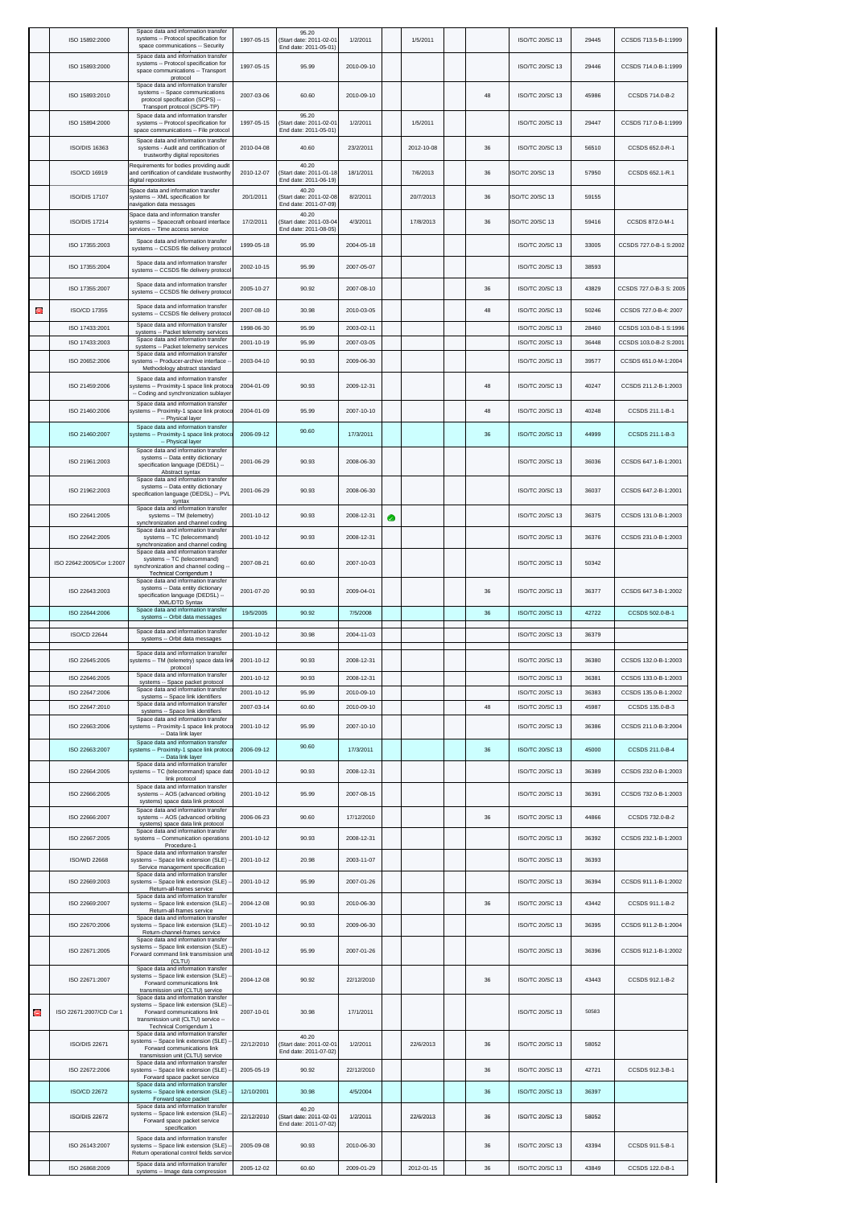| | | | | | | | | | | | | |
|---|---|---|---|---|---|---|---|---|---|---|---|---|
| | ISO 15892:2000 | Space data and information transfer systems -- Protocol specification for space communications -- Security | 1997-05-15 | 95.20 (Start date: 2011-02-01 End date: 2011-05-01) | 1/2/2011 | | 1/5/2011 | | | ISO/TC 20/SC 13 | 29445 | CCSDS 713.5-B-1:1999 |
| | ISO 15893:2000 | Space data and information transfer systems -- Protocol specification for space communications -- Transport protocol | 1997-05-15 | 95.99 | 2010-09-10 | | | | | ISO/TC 20/SC 13 | 29446 | CCSDS 714.0-B-1:1999 |
| | ISO 15893:2010 | Space data and information transfer systems -- Space communications protocol specification (SCPS) -- Transport protocol (SCPS-TP) | 2007-03-06 | 60.60 | 2010-09-10 | | | | 48 | ISO/TC 20/SC 13 | 45986 | CCSDS 714.0-B-2 |
| | ISO 15894:2000 | Space data and information transfer systems -- Protocol specification for space communications -- File protocol | 1997-05-15 | 95.20 (Start date: 2011-02-01 End date: 2011-05-01) | 1/2/2011 | | 1/5/2011 | | | ISO/TC 20/SC 13 | 29447 | CCSDS 717.0-B-1:1999 |
| | ISO/DIS 16363 | Space data and information transfer systems - Audit and certification of trustworthy digital repositories | 2010-04-08 | 40.60 | 23/2/2011 | | 2012-10-08 | | 36 | ISO/TC 20/SC 13 | 56510 | CCSDS 652.0-R-1 |
| | ISO/CD 16919 | Requirements for bodies providing audit and certification of candidate trustworthy digital repositories | 2010-12-07 | 40.20 (Start date: 2011-01-18 End date: 2011-06-19) | 18/1/2011 | | 7/6/2013 | | 36 | ISO/TC 20/SC 13 | 57950 | CCSDS 652.1-R.1 |
| | ISO/DIS 17107 | Space data and information transfer systems -- XML specification for navigation data messages | 20/1/2011 | 40.20 (Start date: 2011-02-08 End date: 2011-07-09) | 8/2/2011 | | 20/7/2013 | | 36 | ISO/TC 20/SC 13 | 59155 | |
| | ISO/DIS 17214 | Space data and information transfer systems -- Spacecraft onboard interface services -- Time access service | 17/2/2011 | 40.20 (Start date: 2011-03-04 End date: 2011-08-05) | 4/3/2011 | | 17/8/2013 | | 36 | ISO/TC 20/SC 13 | 59416 | CCSDS 872.0-M-1 |
| | ISO 17355:2003 | Space data and information transfer systems -- CCSDS file delivery protocol | 1999-05-18 | 95.99 | 2004-05-18 | | | | | ISO/TC 20/SC 13 | 33005 | CCSDS 727.0-B-1 S:2002 |
| | ISO 17355:2004 | Space data and information transfer systems -- CCSDS file delivery protocol | 2002-10-15 | 95.99 | 2007-05-07 | | | | | ISO/TC 20/SC 13 | 38593 | |
| | ISO 17355:2007 | Space data and information transfer systems -- CCSDS file delivery protocol | 2005-10-27 | 90.92 | 2007-08-10 | | | | 36 | ISO/TC 20/SC 13 | 43829 | CCSDS 727.0-B-3 S: 2005 |
| | ISO/CD 17355 | Space data and information transfer systems -- CCSDS file delivery protocol | 2007-08-10 | 30.98 | 2010-03-05 | | | | 48 | ISO/TC 20/SC 13 | 50246 | CCSDS 727.0-B-4: 2007 |
| | ISO 17433:2001 | Space data and information transfer systems -- Packet telemetry services | 1998-06-30 | 95.99 | 2003-02-11 | | | | | ISO/TC 20/SC 13 | 28460 | CCSDS 103.0-B-1 S:1996 |
| | ISO 17433:2003 | Space data and information transfer systems -- Packet telemetry services | 2001-10-19 | 95.99 | 2007-03-05 | | | | | ISO/TC 20/SC 13 | 36448 | CCSDS 103.0-B-2 S:2001 |
| | ISO 20652:2006 | Space data and information transfer systems -- Producer-archive interface -- Methodology abstract standard | 2003-04-10 | 90.93 | 2009-06-30 | | | | | ISO/TC 20/SC 13 | 39577 | CCSDS 651.0-M-1:2004 |
| | ISO 21459:2006 | Space data and information transfer systems -- Proximity-1 space link protocol -- Coding and synchronization sublayer | 2004-01-09 | 90.93 | 2009-12-31 | | | | 48 | ISO/TC 20/SC 13 | 40247 | CCSDS 211.2-B-1:2003 |
| | ISO 21460:2006 | Space data and information transfer systems -- Proximity-1 space link protocol -- Physical layer | 2004-01-09 | 95.99 | 2007-10-10 | | | | 48 | ISO/TC 20/SC 13 | 40248 | CCSDS 211.1-B-1 |
| | ISO 21460:2007 | Space data and information transfer systems -- Proximity-1 space link protocol -- Physical layer | 2006-09-12 | 90.60 | 17/3/2011 | | | | 36 | ISO/TC 20/SC 13 | 44999 | CCSDS 211.1-B-3 |
| | ISO 21961:2003 | Space data and information transfer systems -- Data entity dictionary specification language (DEDSL) -- Abstract syntax | 2001-06-29 | 90.93 | 2008-06-30 | | | | | ISO/TC 20/SC 13 | 36036 | CCSDS 647.1-B-1:2001 |
| | ISO 21962:2003 | Space data and information transfer systems -- Data entity dictionary specification language (DEDSL) -- PVL syntax | 2001-06-29 | 90.93 | 2008-06-30 | | | | | ISO/TC 20/SC 13 | 36037 | CCSDS 647.2-B-1:2001 |
| | ISO 22641:2005 | Space data and information transfer systems -- TM (telemetry) synchronization and channel coding | 2001-10-12 | 90.93 | 2008-12-31 | | | | | ISO/TC 20/SC 13 | 36375 | CCSDS 131.0-B-1:2003 |
| | ISO 22642:2005 | Space data and information transfer systems -- TC (telecommand) synchronization and channel coding | 2001-10-12 | 90.93 | 2008-12-31 | | | | | ISO/TC 20/SC 13 | 36376 | CCSDS 231.0-B-1:2003 |
| | ISO 22642:2005/Cor 1:2007 | Space data and information transfer systems -- TC (telecommand) synchronization and channel coding -- Technical Corrigendum 1 | 2007-08-21 | 60.60 | 2007-10-03 | | | | | ISO/TC 20/SC 13 | 50342 | |
| | ISO 22643:2003 | Space data and information transfer systems -- Data entity dictionary specification language (DEDSL) -- XML/DTD Syntax | 2001-07-20 | 90.93 | 2009-04-01 | | | | 36 | ISO/TC 20/SC 13 | 36377 | CCSDS 647.3-B-1:2002 |
| | ISO 22644:2006 | Space data and information transfer systems -- Orbit data messages | 19/5/2005 | 90.92 | 7/5/2008 | | | | 36 | ISO/TC 20/SC 13 | 42722 | CCSDS 502.0-B-1 |
| | ISO/CD 22644 | Space data and information transfer systems -- Orbit data messages | 2001-10-12 | 30.98 | 2004-11-03 | | | | | ISO/TC 20/SC 13 | 36379 | |
| | ISO 22645:2005 | Space data and information transfer systems -- TM (telemetry) space data link protocol | 2001-10-12 | 90.93 | 2008-12-31 | | | | | ISO/TC 20/SC 13 | 36380 | CCSDS 132.0-B-1:2003 |
| | ISO 22646:2005 | Space data and information transfer systems -- Space packet protocol | 2001-10-12 | 90.93 | 2008-12-31 | | | | | ISO/TC 20/SC 13 | 36381 | CCSDS 133.0-B-1:2003 |
| | ISO 22647:2006 | Space data and information transfer systems -- Space link identifiers | 2001-10-12 | 95.99 | 2010-09-10 | | | | | ISO/TC 20/SC 13 | 36383 | CCSDS 135.0-B-1:2002 |
| | ISO 22647:2010 | Space data and information transfer systems -- Space link identifiers | 2007-03-14 | 60.60 | 2010-09-10 | | | | 48 | ISO/TC 20/SC 13 | 45987 | CCSDS 135.0-B-3 |
| | ISO 22663:2006 | Space data and information transfer systems -- Proximity-1 space link protocol -- Data link layer | 2001-10-12 | 95.99 | 2007-10-10 | | | | | ISO/TC 20/SC 13 | 36386 | CCSDS 211.0-B-3:2004 |
| | ISO 22663:2007 | Space data and information transfer systems -- Proximity-1 space link protocol -- Data link layer | 2006-09-12 | 90.60 | 17/3/2011 | | | | 36 | ISO/TC 20/SC 13 | 45000 | CCSDS 211.0-B-4 |
| | ISO 22664:2005 | Space data and information transfer systems -- TC (telecommand) space data link protocol | 2001-10-12 | 90.93 | 2008-12-31 | | | | | ISO/TC 20/SC 13 | 36389 | CCSDS 232.0-B-1:2003 |
| | ISO 22666:2005 | Space data and information transfer systems -- AOS (advanced orbiting systems) space data link protocol | 2001-10-12 | 95.99 | 2007-08-15 | | | | | ISO/TC 20/SC 13 | 36391 | CCSDS 732.0-B-1:2003 |
| | ISO 22666:2007 | Space data and information transfer systems -- AOS (advanced orbiting systems) space data link protocol | 2006-06-23 | 90.60 | 17/12/2010 | | | | 36 | ISO/TC 20/SC 13 | 44866 | CCSDS 732.0-B-2 |
| | ISO 22667:2005 | Space data and information transfer systems -- Communication operations Procedure-1 | 2001-10-12 | 90.93 | 2008-12-31 | | | | | ISO/TC 20/SC 13 | 36392 | CCSDS 232.1-B-1:2003 |
| | ISO/WD 22668 | Space data and information transfer systems -- Space link extension (SLE) -- Service management specification | 2001-10-12 | 20.98 | 2003-11-07 | | | | | ISO/TC 20/SC 13 | 36393 | |
| | ISO 22669:2003 | Space data and information transfer systems -- Space link extension (SLE) -- Return-all-frames service | 2001-10-12 | 95.99 | 2007-01-26 | | | | | ISO/TC 20/SC 13 | 36394 | CCSDS 911.1-B-1:2002 |
| | ISO 22669:2007 | Space data and information transfer systems -- Space link extension (SLE) -- Return-all-frames service | 2004-12-08 | 90.93 | 2010-06-30 | | | | 36 | ISO/TC 20/SC 13 | 43442 | CCSDS 911.1-B-2 |
| | ISO 22670:2006 | Space data and information transfer systems -- Space link extension (SLE) -- Return-channel-frames service | 2001-10-12 | 90.93 | 2009-06-30 | | | | | ISO/TC 20/SC 13 | 36395 | CCSDS 911.2-B-1:2004 |
| | ISO 22671:2005 | Space data and information transfer systems -- Space link extension (SLE) -- Forward command link transmission unit (CLTU) | 2001-10-12 | 95.99 | 2007-01-26 | | | | | ISO/TC 20/SC 13 | 36396 | CCSDS 912.1-B-1:2002 |
| | ISO 22671:2007 | Space data and information transfer systems -- Space link extension (SLE) -- Forward communications link transmission unit (CLTU) service | 2004-12-08 | 90.92 | 22/12/2010 | | | | 36 | ISO/TC 20/SC 13 | 43443 | CCSDS 912.1-B-2 |
| | ISO 22671:2007/CD Cor 1 | Space data and information transfer systems -- Space link extension (SLE) -- Forward communications link transmission unit (CLTU) service -- Technical Corrigendum 1 | 2007-10-01 | 30.98 | 17/1/2011 | | | | | ISO/TC 20/SC 13 | 50583 | |
| | ISO/DIS 22671 | Space data and information transfer systems -- Space link extension (SLE) -- Forward communications link transmission unit (CLTU) service | 22/12/2010 | 40.20 (Start date: 2011-02-01 End date: 2011-07-02) | 1/2/2011 | | 22/6/2013 | | 36 | ISO/TC 20/SC 13 | 58052 | |
| | ISO 22672:2006 | Space data and information transfer systems -- Space link extension (SLE) -- Forward space packet service | 2005-05-19 | 90.92 | 22/12/2010 | | | | 36 | ISO/TC 20/SC 13 | 42721 | CCSDS 912.3-B-1 |
| | ISO/CD 22672 | Space data and information transfer systems -- Space link extension (SLE) -- Forward space packet | 12/10/2001 | 30.98 | 4/5/2004 | | | | 36 | ISO/TC 20/SC 13 | 36397 | |
| | ISO/DIS 22672 | Space data and information transfer systems -- Space link extension (SLE) -- Forward space packet service specification | 22/12/2010 | 40.20 (Start date: 2011-02-01 End date: 2011-07-02) | 1/2/2011 | | 22/6/2013 | | 36 | ISO/TC 20/SC 13 | 58052 | |
| | ISO 26143:2007 | Space data and information transfer systems -- Space link extension (SLE) -- Return operational control fields service | 2005-09-08 | 90.93 | 2010-06-30 | | | | 36 | ISO/TC 20/SC 13 | 43394 | CCSDS 911.5-B-1 |
| | ISO 26868:2009 | Space data and information transfer systems -- Image data compression | 2005-12-02 | 60.60 | 2009-01-29 | | 2012-01-15 | | 36 | ISO/TC 20/SC 13 | 43849 | CCSDS 122.0-B-1 |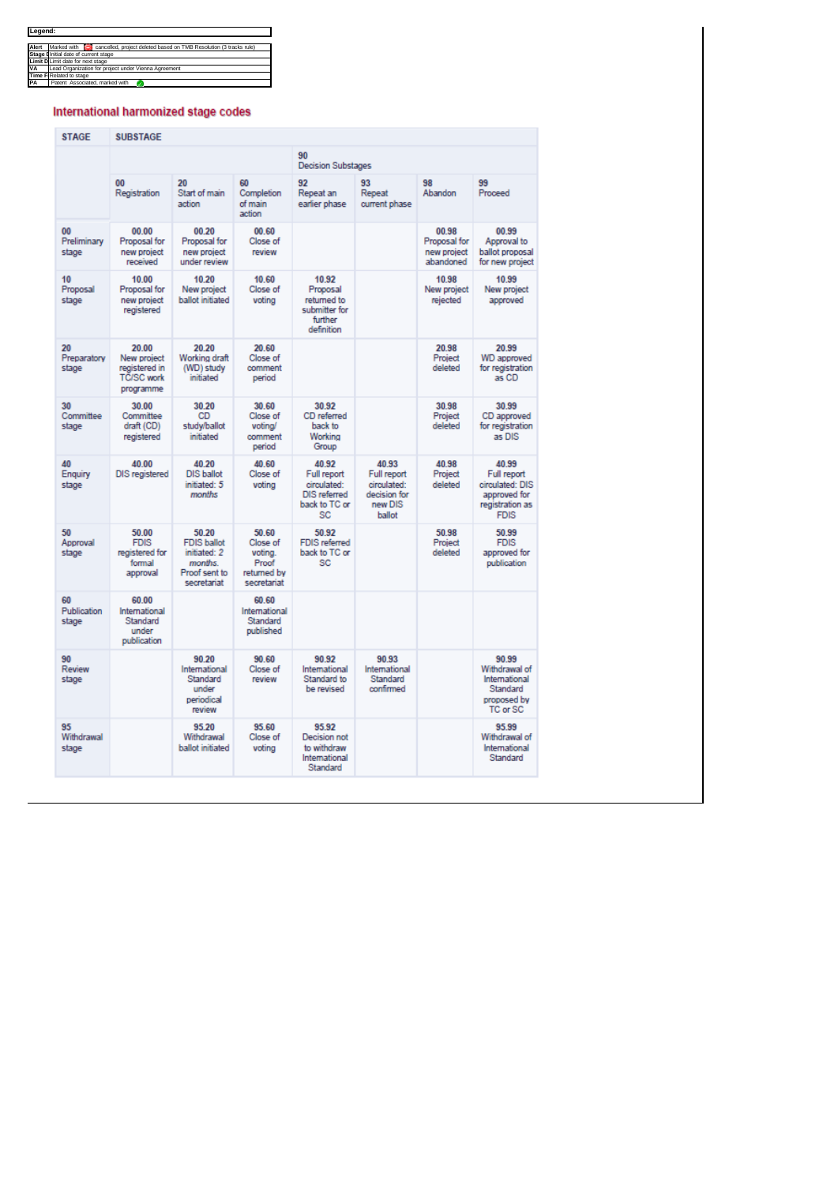| Legend: | |
|---|---|
| Alert | Marked with [icon] cancelled, project deleted based on TMB Resolution (3 tracks rule) |
| Stage I | Initial date of current stage |
| Limit D | Limit date for next stage |
| VA | Lead Organization for project under Vienna Agreement |
| Time F | Related to stage |
| PA | Patent Associated, marked with [icon] |

## International harmonized stage codes

| STAGE | SUBSTAGE | | | | | | |
|---|---|---|---|---|---|---|---|
| | | | | 90 Decision Substages | | | |
| | 00 Registration | 20 Start of main action | 60 Completion of main action | 92 Repeat an earlier phase | 93 Repeat current phase | 98 Abandon | 99 Proceed |
| 00 Preliminary stage | 00.00 Proposal for new project received | 00.20 Proposal for new project under review | 00.60 Close of review | | | 00.98 Proposal for new project abandoned | 00.99 Approval to ballot proposal for new project |
| 10 Proposal stage | 10.00 Proposal for new project registered | 10.20 New project ballot initiated | 10.60 Close of voting | 10.92 Proposal returned to submitter for further definition | | 10.98 New project rejected | 10.99 New project approved |
| 20 Preparatory stage | 20.00 New project registered in TC/SC work programme | 20.20 Working draft (WD) study initiated | 20.60 Close of comment period | | | 20.98 Project deleted | 20.99 WD approved for registration as CD |
| 30 Committee stage | 30.00 Committee draft (CD) registered | 30.20 CD study/ballot initiated | 30.60 Close of voting/ comment period | 30.92 CD referred back to Working Group | | 30.98 Project deleted | 30.99 CD approved for registration as DIS |
| 40 Enquiry stage | 40.00 DIS registered | 40.20 DIS ballot initiated: 5 *months* | 40.60 Close of voting | 40.92 Full report circulated: DIS referred back to TC or SC | 40.93 Full report circulated: decision for new DIS ballot | 40.98 Project deleted | 40.99 Full report circulated: DIS approved for registration as FDIS |
| 50 Approval stage | 50.00 FDIS registered for formal approval | 50.20 FDIS ballot initiated: 2 *months*. Proof sent to secretariat | 50.60 Close of voting. Proof returned by secretariat | 50.92 FDIS referred back to TC or SC | | 50.98 Project deleted | 50.99 FDIS approved for publication |
| 60 Publication stage | 60.00 International Standard under publication | | 60.60 International Standard published | | | | |
| 90 Review stage | | 90.20 International Standard under periodical review | 90.60 Close of review | 90.92 International Standard to be revised | 90.93 International Standard confirmed | | 90.99 Withdrawal of International Standard proposed by TC or SC |
| 95 Withdrawal stage | | 95.20 Withdrawal ballot initiated | 95.60 Close of voting | 95.92 Decision not to withdraw International Standard | | | 95.99 Withdrawal of International Standard |